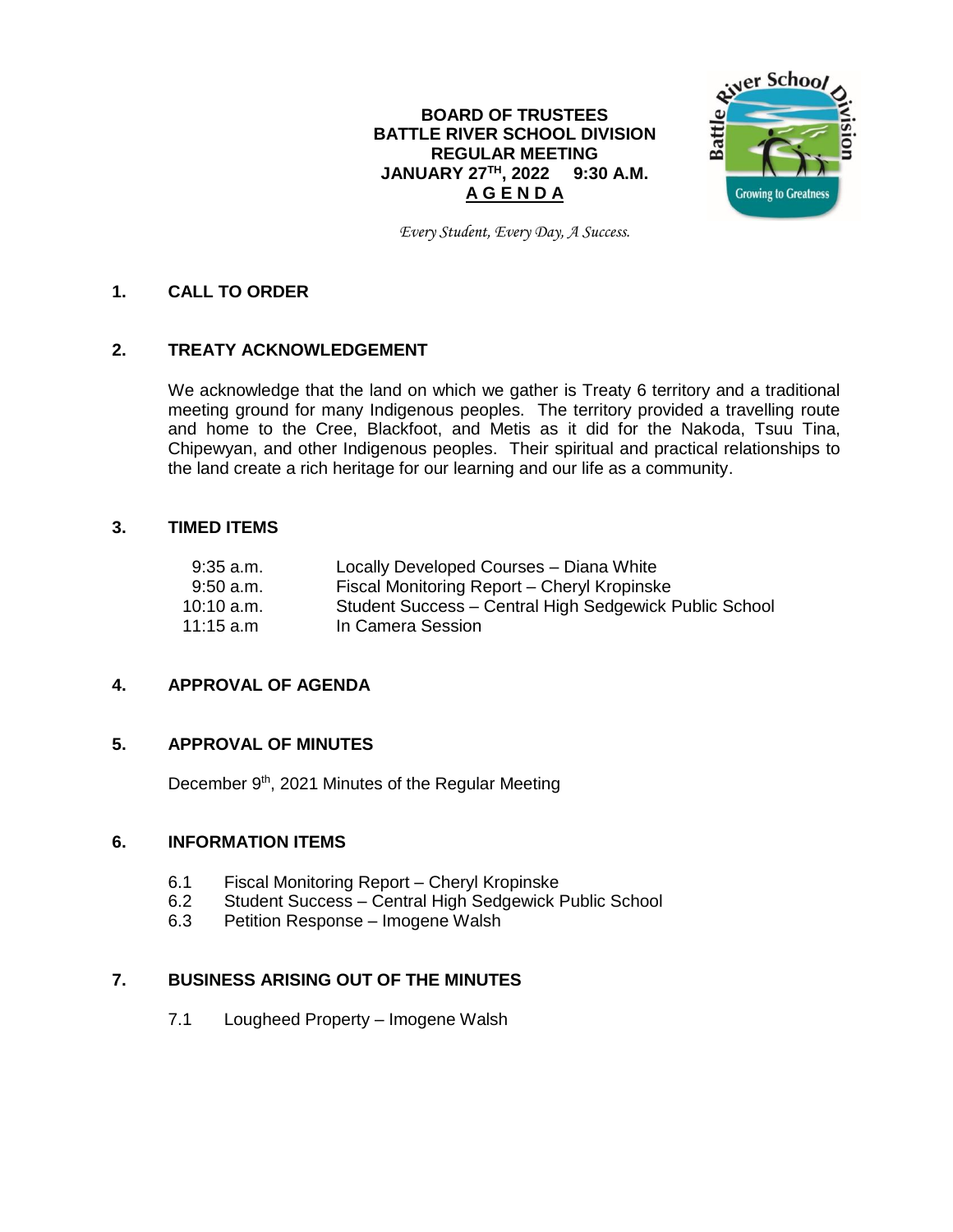**BOARD OF TRUSTEES**
**BATTLE RIVER SCHOOL DIVISION**
**REGULAR MEETING**
**JANUARY 27TH, 2022 9:30 A.M.**
**A G E N D A**

*Every Student, Every Day, A Success.*

## 1. CALL TO ORDER

## 2. TREATY ACKNOWLEDGEMENT

We acknowledge that the land on which we gather is Treaty 6 territory and a traditional meeting ground for many Indigenous peoples. The territory provided a travelling route and home to the Cree, Blackfoot, and Metis as it did for the Nakoda, Tsuu Tina, Chipewyan, and other Indigenous peoples. Their spiritual and practical relationships to the land create a rich heritage for our learning and our life as a community.

## 3. TIMED ITEMS

| | |
|---|---|
| 9:35 a.m. | Locally Developed Courses – Diana White |
| 9:50 a.m. | Fiscal Monitoring Report – Cheryl Kropinske |
| 10:10 a.m. | Student Success – Central High Sedgewick Public School |
| 11:15 a.m | In Camera Session |

## 4. APPROVAL OF AGENDA

## 5. APPROVAL OF MINUTES

December 9th, 2021 Minutes of the Regular Meeting

## 6. INFORMATION ITEMS

6.1 Fiscal Monitoring Report – Cheryl Kropinske
6.2 Student Success – Central High Sedgewick Public School
6.3 Petition Response – Imogene Walsh

## 7. BUSINESS ARISING OUT OF THE MINUTES

7.1 Lougheed Property – Imogene Walsh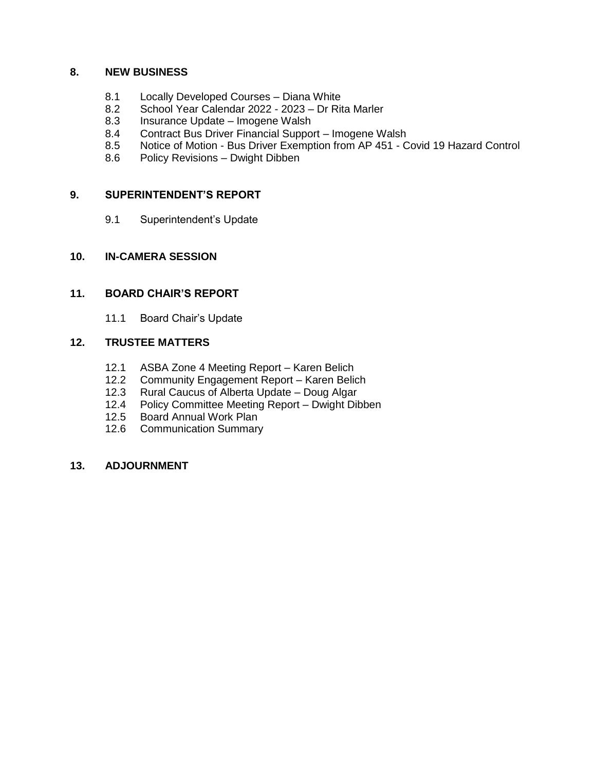## 8. NEW BUSINESS

- 8.1 Locally Developed Courses – Diana White
- 8.2 School Year Calendar 2022 - 2023 – Dr Rita Marler
- 8.3 Insurance Update – Imogene Walsh
- 8.4 Contract Bus Driver Financial Support – Imogene Walsh
- 8.5 Notice of Motion - Bus Driver Exemption from AP 451 - Covid 19 Hazard Control
- 8.6 Policy Revisions – Dwight Dibben

## 9. SUPERINTENDENT'S REPORT

- 9.1 Superintendent's Update

## 10. IN-CAMERA SESSION

## 11. BOARD CHAIR'S REPORT

- 11.1 Board Chair's Update

## 12. TRUSTEE MATTERS

- 12.1 ASBA Zone 4 Meeting Report – Karen Belich
- 12.2 Community Engagement Report – Karen Belich
- 12.3 Rural Caucus of Alberta Update – Doug Algar
- 12.4 Policy Committee Meeting Report – Dwight Dibben
- 12.5 Board Annual Work Plan
- 12.6 Communication Summary

## 13. ADJOURNMENT